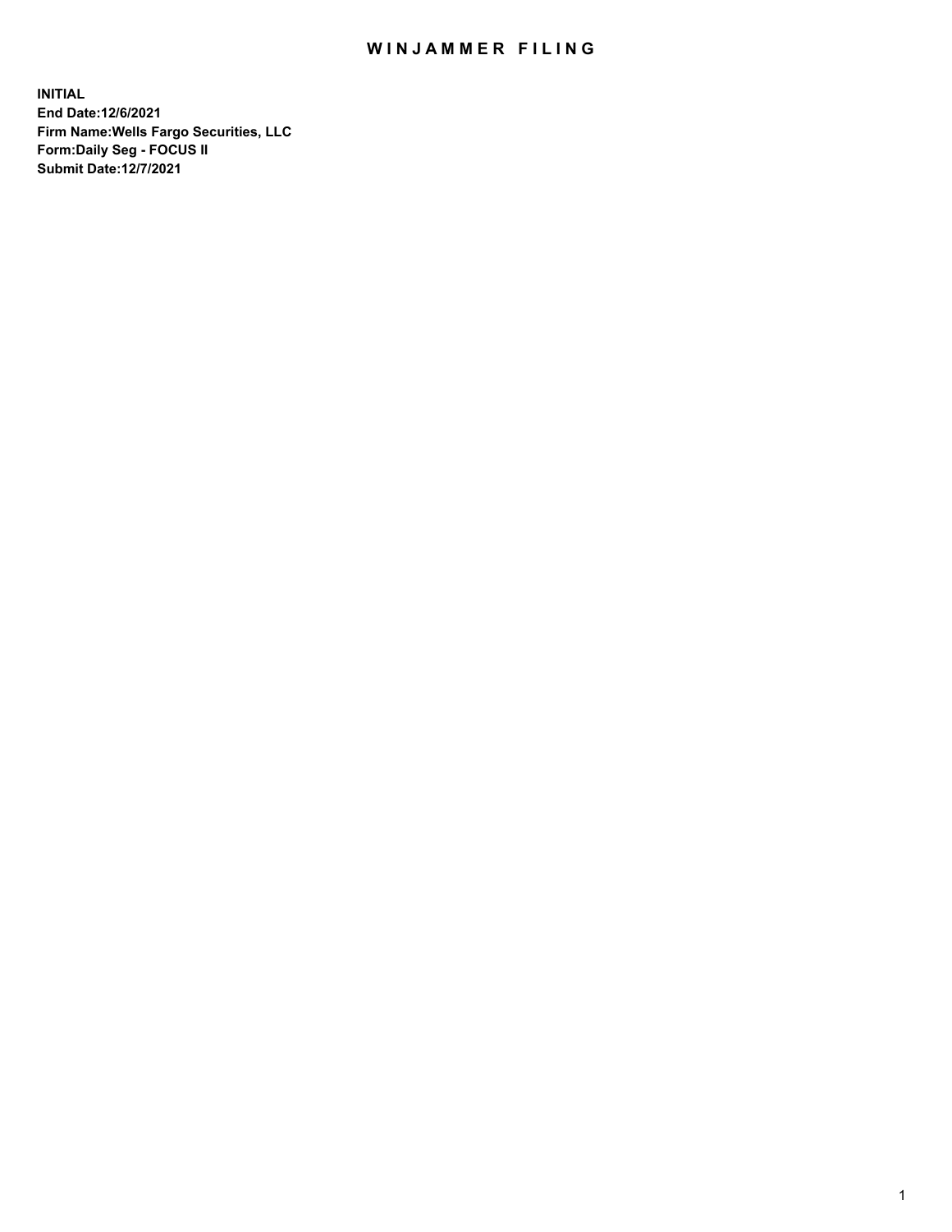# WINJAMMER FILING

**INITIAL**
**End Date:12/6/2021**
**Firm Name:Wells Fargo Securities, LLC**
**Form:Daily Seg - FOCUS II**
**Submit Date:12/7/2021**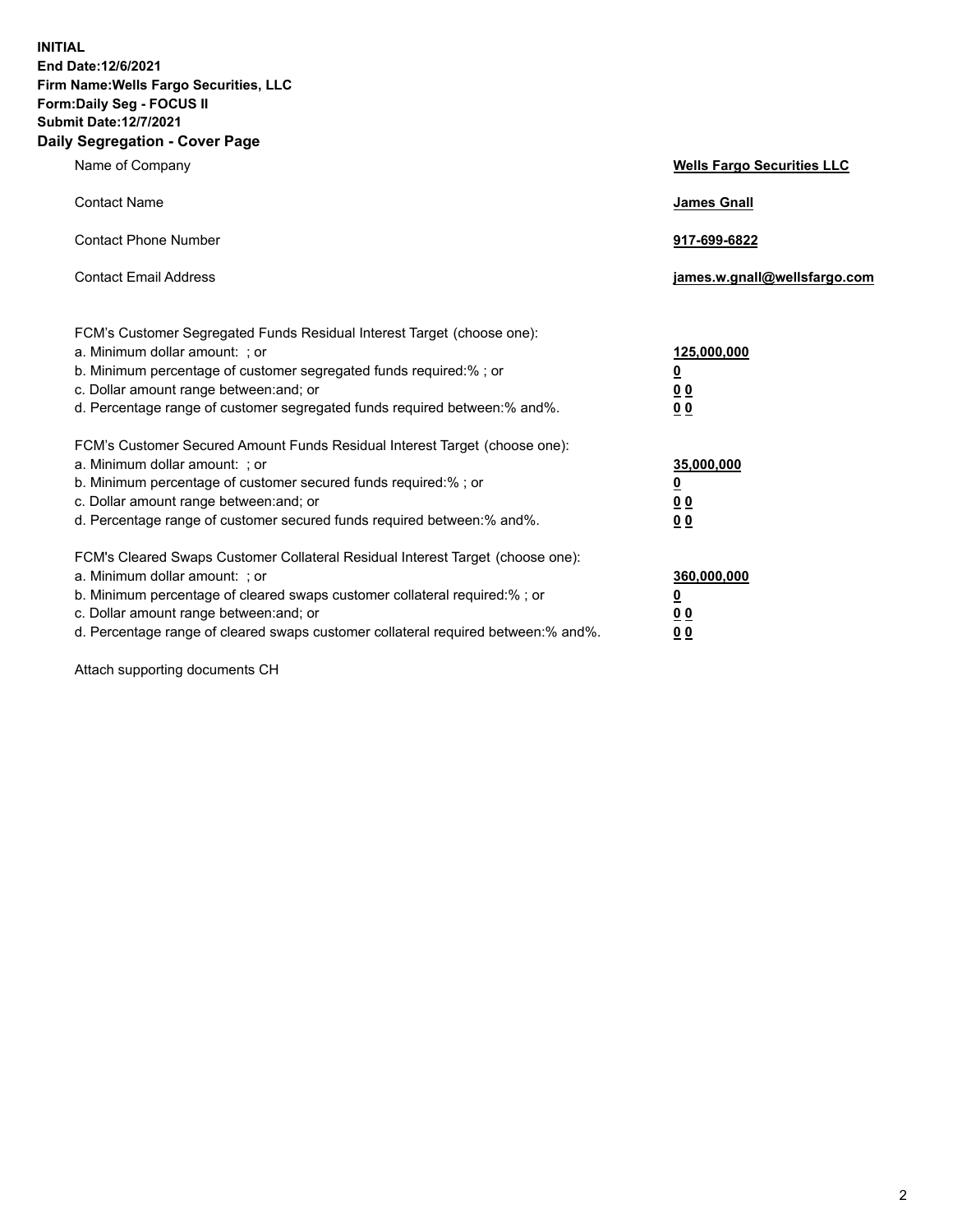**INITIAL**
**End Date:12/6/2021**
**Firm Name:Wells Fargo Securities, LLC**
**Form:Daily Seg - FOCUS II**
**Submit Date:12/7/2021**

## Daily Segregation - Cover Page

| | |
|---|---|
| Name of Company | **Wells Fargo Securities LLC** |
| Contact Name | **James Gnall** |
| Contact Phone Number | **917-699-6822** |
| Contact Email Address | **james.w.gnall@wellsfargo.com** |

| | |
|---|---|
| FCM's Customer Segregated Funds Residual Interest Target (choose one): | |
| a. Minimum dollar amount: ; or | **125,000,000** |
| b. Minimum percentage of customer segregated funds required:% ; or | **0** |
| c. Dollar amount range between:and; or | **0 0** |
| d. Percentage range of customer segregated funds required between:% and%. | **0 0** |
| FCM's Customer Secured Amount Funds Residual Interest Target (choose one): | |
| a. Minimum dollar amount: ; or | **35,000,000** |
| b. Minimum percentage of customer secured funds required:% ; or | **0** |
| c. Dollar amount range between:and; or | **0 0** |
| d. Percentage range of customer secured funds required between:% and%. | **0 0** |
| FCM's Cleared Swaps Customer Collateral Residual Interest Target (choose one): | |
| a. Minimum dollar amount: ; or | **360,000,000** |
| b. Minimum percentage of cleared swaps customer collateral required:% ; or | **0** |
| c. Dollar amount range between:and; or | **0 0** |
| d. Percentage range of cleared swaps customer collateral required between:% and%. | **0 0** |

Attach supporting documents CH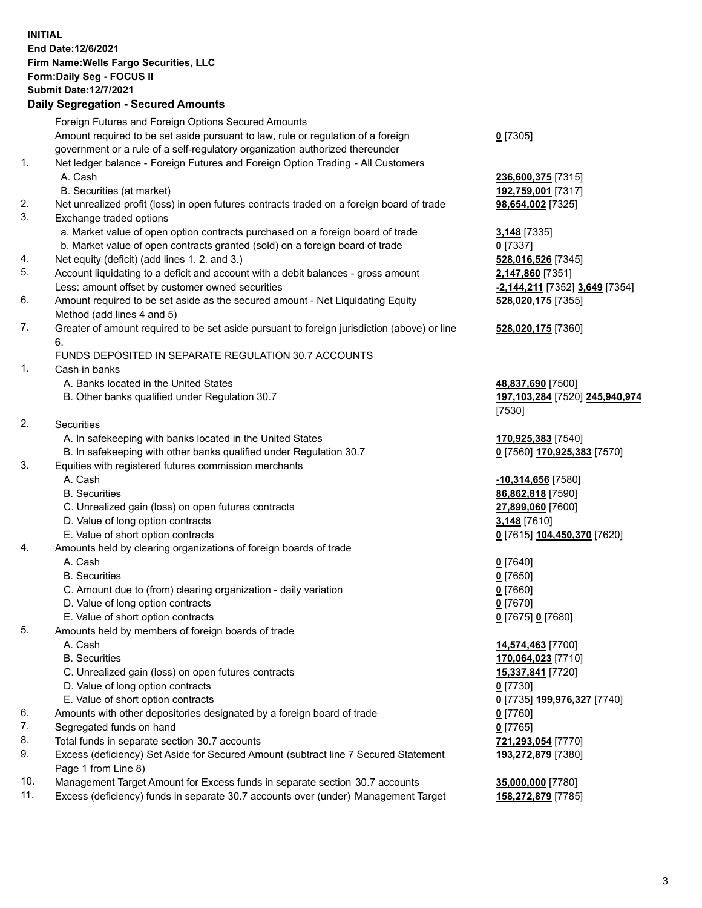**INITIAL**
**End Date:12/6/2021**
**Firm Name:Wells Fargo Securities, LLC**
**Form:Daily Seg - FOCUS II**
**Submit Date:12/7/2021**

**Daily Segregation - Secured Amounts**

| | | |
|---|---|---|
| | Foreign Futures and Foreign Options Secured Amounts | |
| | Amount required to be set aside pursuant to law, rule or regulation of a foreign government or a rule of a self-regulatory organization authorized thereunder | **0** [7305] |
| 1. | Net ledger balance - Foreign Futures and Foreign Option Trading - All Customers | |
| | A. Cash | **236,600,375** [7315] |
| | B. Securities (at market) | **192,759,001** [7317] |
| 2. | Net unrealized profit (loss) in open futures contracts traded on a foreign board of trade | **98,654,002** [7325] |
| 3. | Exchange traded options | |
| | a. Market value of open option contracts purchased on a foreign board of trade | **3,148** [7335] |
| | b. Market value of open contracts granted (sold) on a foreign board of trade | **0** [7337] |
| 4. | Net equity (deficit) (add lines 1. 2. and 3.) | **528,016,526** [7345] |
| 5. | Account liquidating to a deficit and account with a debit balances - gross amount | **2,147,860** [7351] |
| | Less: amount offset by customer owned securities | **-2,144,211** [7352] **3,649** [7354] |
| 6. | Amount required to be set aside as the secured amount - Net Liquidating Equity Method (add lines 4 and 5) | **528,020,175** [7355] |
| 7. | Greater of amount required to be set aside pursuant to foreign jurisdiction (above) or line 6. | **528,020,175** [7360] |
| | FUNDS DEPOSITED IN SEPARATE REGULATION 30.7 ACCOUNTS | |
| 1. | Cash in banks | |
| | A. Banks located in the United States | **48,837,690** [7500] |
| | B. Other banks qualified under Regulation 30.7 | **197,103,284** [7520] **245,940,974** [7530] |
| 2. | Securities | |
| | A. In safekeeping with banks located in the United States | **170,925,383** [7540] |
| | B. In safekeeping with other banks qualified under Regulation 30.7 | **0** [7560] **170,925,383** [7570] |
| 3. | Equities with registered futures commission merchants | |
| | A. Cash | **-10,314,656** [7580] |
| | B. Securities | **86,862,818** [7590] |
| | C. Unrealized gain (loss) on open futures contracts | **27,899,060** [7600] |
| | D. Value of long option contracts | **3,148** [7610] |
| | E. Value of short option contracts | **0** [7615] **104,450,370** [7620] |
| 4. | Amounts held by clearing organizations of foreign boards of trade | |
| | A. Cash | **0** [7640] |
| | B. Securities | **0** [7650] |
| | C. Amount due to (from) clearing organization - daily variation | **0** [7660] |
| | D. Value of long option contracts | **0** [7670] |
| | E. Value of short option contracts | **0** [7675] **0** [7680] |
| 5. | Amounts held by members of foreign boards of trade | |
| | A. Cash | **14,574,463** [7700] |
| | B. Securities | **170,064,023** [7710] |
| | C. Unrealized gain (loss) on open futures contracts | **15,337,841** [7720] |
| | D. Value of long option contracts | **0** [7730] |
| | E. Value of short option contracts | **0** [7735] **199,976,327** [7740] |
| 6. | Amounts with other depositories designated by a foreign board of trade | **0** [7760] |
| 7. | Segregated funds on hand | **0** [7765] |
| 8. | Total funds in separate section 30.7 accounts | **721,293,054** [7770] |
| 9. | Excess (deficiency) Set Aside for Secured Amount (subtract line 7 Secured Statement Page 1 from Line 8) | **193,272,879** [7380] |
| 10. | Management Target Amount for Excess funds in separate section 30.7 accounts | **35,000,000** [7780] |
| 11. | Excess (deficiency) funds in separate 30.7 accounts over (under) Management Target | **158,272,879** [7785] |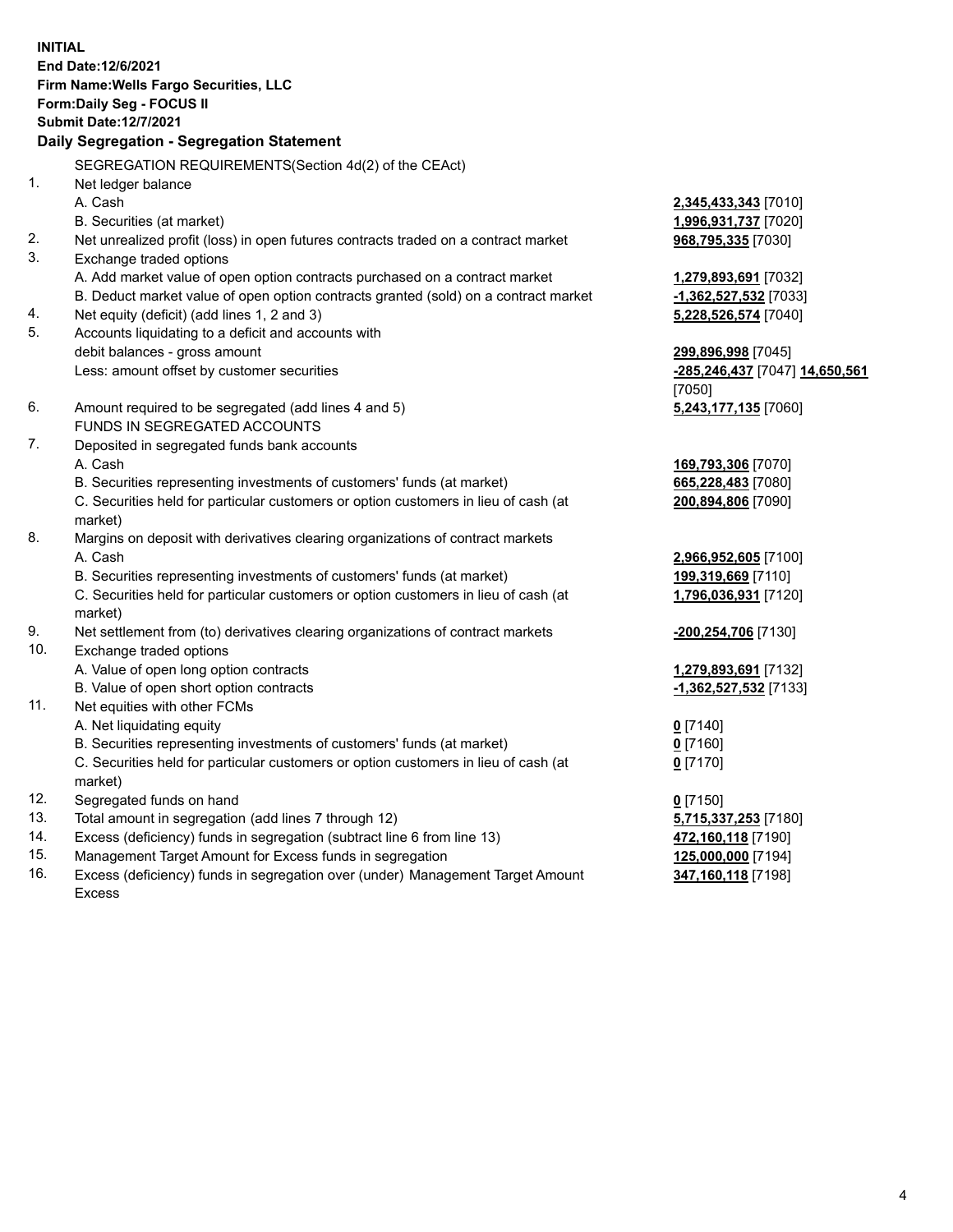**INITIAL**
**End Date:12/6/2021**
**Firm Name:Wells Fargo Securities, LLC**
**Form:Daily Seg - FOCUS II**
**Submit Date:12/7/2021**

## Daily Segregation - Segregation Statement

| | | |
|---|---|---|
| | SEGREGATION REQUIREMENTS(Section 4d(2) of the CEAct) | |
| 1. | Net ledger balance | |
| | A. Cash | **2,345,433,343** [7010] |
| | B. Securities (at market) | **1,996,931,737** [7020] |
| 2. | Net unrealized profit (loss) in open futures contracts traded on a contract market | **968,795,335** [7030] |
| 3. | Exchange traded options | |
| | A. Add market value of open option contracts purchased on a contract market | **1,279,893,691** [7032] |
| | B. Deduct market value of open option contracts granted (sold) on a contract market | **-1,362,527,532** [7033] |
| 4. | Net equity (deficit) (add lines 1, 2 and 3) | **5,228,526,574** [7040] |
| 5. | Accounts liquidating to a deficit and accounts with debit balances - gross amount | **299,896,998** [7045] |
| | Less: amount offset by customer securities | **-285,246,437** [7047] **14,650,561** [7050] |
| 6. | Amount required to be segregated (add lines 4 and 5) | **5,243,177,135** [7060] |
| | FUNDS IN SEGREGATED ACCOUNTS | |
| 7. | Deposited in segregated funds bank accounts | |
| | A. Cash | **169,793,306** [7070] |
| | B. Securities representing investments of customers' funds (at market) | **665,228,483** [7080] |
| | C. Securities held for particular customers or option customers in lieu of cash (at market) | **200,894,806** [7090] |
| 8. | Margins on deposit with derivatives clearing organizations of contract markets | |
| | A. Cash | **2,966,952,605** [7100] |
| | B. Securities representing investments of customers' funds (at market) | **199,319,669** [7110] |
| | C. Securities held for particular customers or option customers in lieu of cash (at market) | **1,796,036,931** [7120] |
| 9. | Net settlement from (to) derivatives clearing organizations of contract markets | **-200,254,706** [7130] |
| 10. | Exchange traded options | |
| | A. Value of open long option contracts | **1,279,893,691** [7132] |
| | B. Value of open short option contracts | **-1,362,527,532** [7133] |
| 11. | Net equities with other FCMs | |
| | A. Net liquidating equity | **0** [7140] |
| | B. Securities representing investments of customers' funds (at market) | **0** [7160] |
| | C. Securities held for particular customers or option customers in lieu of cash (at market) | **0** [7170] |
| 12. | Segregated funds on hand | **0** [7150] |
| 13. | Total amount in segregation (add lines 7 through 12) | **5,715,337,253** [7180] |
| 14. | Excess (deficiency) funds in segregation (subtract line 6 from line 13) | **472,160,118** [7190] |
| 15. | Management Target Amount for Excess funds in segregation | **125,000,000** [7194] |
| 16. | Excess (deficiency) funds in segregation over (under) Management Target Amount Excess | **347,160,118** [7198] |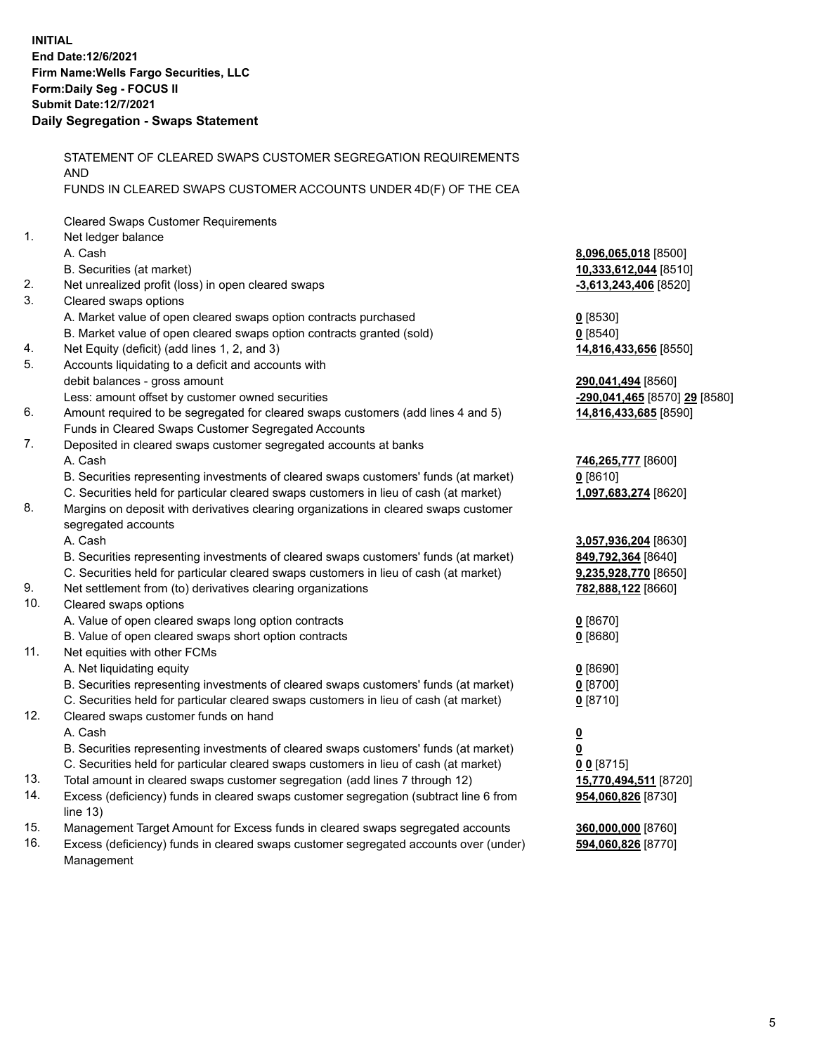**INITIAL**
**End Date:12/6/2021**
**Firm Name:Wells Fargo Securities, LLC**
**Form:Daily Seg - FOCUS II**
**Submit Date:12/7/2021**
**Daily Segregation - Swaps Statement**

STATEMENT OF CLEARED SWAPS CUSTOMER SEGREGATION REQUIREMENTS AND FUNDS IN CLEARED SWAPS CUSTOMER ACCOUNTS UNDER 4D(F) OF THE CEA

| | | |
|---|---|---|
| | Cleared Swaps Customer Requirements | |
| 1. | Net ledger balance | |
| | A. Cash | **8,096,065,018** [8500] |
| | B. Securities (at market) | **10,333,612,044** [8510] |
| 2. | Net unrealized profit (loss) in open cleared swaps | **-3,613,243,406** [8520] |
| 3. | Cleared swaps options | |
| | A. Market value of open cleared swaps option contracts purchased | **0** [8530] |
| | B. Market value of open cleared swaps option contracts granted (sold) | **0** [8540] |
| 4. | Net Equity (deficit) (add lines 1, 2, and 3) | **14,816,433,656** [8550] |
| 5. | Accounts liquidating to a deficit and accounts with debit balances - gross amount | **290,041,494** [8560] |
| | Less: amount offset by customer owned securities | **-290,041,465** [8570] **29** [8580] |
| 6. | Amount required to be segregated for cleared swaps customers (add lines 4 and 5) | **14,816,433,685** [8590] |
| | Funds in Cleared Swaps Customer Segregated Accounts | |
| 7. | Deposited in cleared swaps customer segregated accounts at banks | |
| | A. Cash | **746,265,777** [8600] |
| | B. Securities representing investments of cleared swaps customers' funds (at market) | **0** [8610] |
| | C. Securities held for particular cleared swaps customers in lieu of cash (at market) | **1,097,683,274** [8620] |
| 8. | Margins on deposit with derivatives clearing organizations in cleared swaps customer segregated accounts | |
| | A. Cash | **3,057,936,204** [8630] |
| | B. Securities representing investments of cleared swaps customers' funds (at market) | **849,792,364** [8640] |
| | C. Securities held for particular cleared swaps customers in lieu of cash (at market) | **9,235,928,770** [8650] |
| 9. | Net settlement from (to) derivatives clearing organizations | **782,888,122** [8660] |
| 10. | Cleared swaps options | |
| | A. Value of open cleared swaps long option contracts | **0** [8670] |
| | B. Value of open cleared swaps short option contracts | **0** [8680] |
| 11. | Net equities with other FCMs | |
| | A. Net liquidating equity | **0** [8690] |
| | B. Securities representing investments of cleared swaps customers' funds (at market) | **0** [8700] |
| | C. Securities held for particular cleared swaps customers in lieu of cash (at market) | **0** [8710] |
| 12. | Cleared swaps customer funds on hand | |
| | A. Cash | **0** |
| | B. Securities representing investments of cleared swaps customers' funds (at market) | **0** |
| | C. Securities held for particular cleared swaps customers in lieu of cash (at market) | **0** **0** [8715] |
| 13. | Total amount in cleared swaps customer segregation (add lines 7 through 12) | **15,770,494,511** [8720] |
| 14. | Excess (deficiency) funds in cleared swaps customer segregation (subtract line 6 from line 13) | **954,060,826** [8730] |
| 15. | Management Target Amount for Excess funds in cleared swaps segregated accounts | **360,000,000** [8760] |
| 16. | Excess (deficiency) funds in cleared swaps customer segregated accounts over (under) Management | **594,060,826** [8770] |